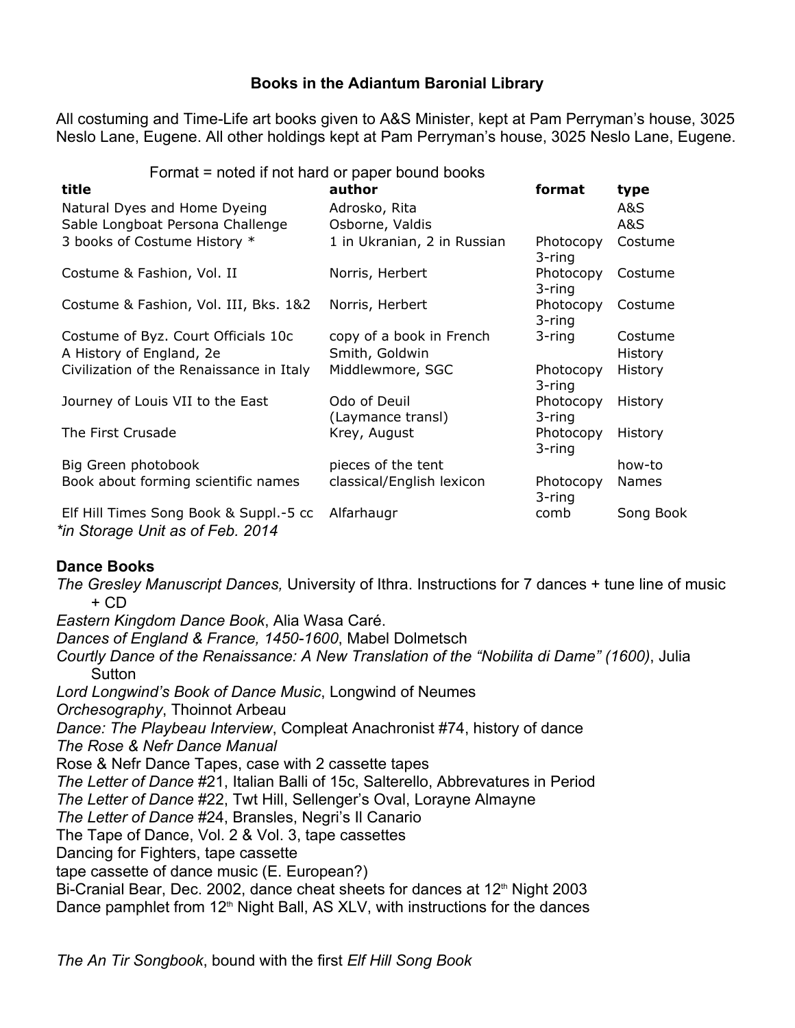## Books in the Adiantum Baronial Library

All costuming and Time-Life art books given to A&S Minister, kept at Pam Perryman's house, 3025 Neslo Lane, Eugene. All other holdings kept at Pam Perryman's house, 3025 Neslo Lane, Eugene.

Format = noted if not hard or paper bound books

| title | author | format | type |
|---|---|---|---|
| Natural Dyes and Home Dyeing | Adrosko, Rita | | A&S |
| Sable Longboat Persona Challenge | Osborne, Valdis | | A&S |
| 3 books of Costume History * | 1 in Ukranian, 2 in Russian | Photocopy 3-ring | Costume |
| Costume & Fashion, Vol. II | Norris, Herbert | Photocopy 3-ring | Costume |
| Costume & Fashion, Vol. III, Bks. 1&2 | Norris, Herbert | Photocopy 3-ring | Costume |
| Costume of Byz. Court Officials 10c | copy of a book in French | 3-ring | Costume |
| A History of England, 2e | Smith, Goldwin | | History |
| Civilization of the Renaissance in Italy | Middlewmore, SGC | Photocopy 3-ring | History |
| Journey of Louis VII to the East | Odo of Deuil (Laymance transl) | Photocopy 3-ring | History |
| The First Crusade | Krey, August | Photocopy 3-ring | History |
| Big Green photobook | pieces of the tent | | how-to |
| Book about forming scientific names | classical/English lexicon | Photocopy 3-ring | Names |
| Elf Hill Times Song Book & Suppl.-5 cc | Alfarhaugr | comb | Song Book |

*\*in Storage Unit as of Feb. 2014*

### Dance Books

*The Gresley Manuscript Dances,* University of Ithra. Instructions for 7 dances + tune line of music + CD

*Eastern Kingdom Dance Book*, Alia Wasa Caré.

*Dances of England & France, 1450-1600*, Mabel Dolmetsch

*Courtly Dance of the Renaissance: A New Translation of the "Nobilita di Dame" (1600)*, Julia Sutton

*Lord Longwind's Book of Dance Music*, Longwind of Neumes

*Orchesography*, Thoinnot Arbeau

*Dance: The Playbeau Interview*, Compleat Anachronist #74, history of dance

*The Rose & Nefr Dance Manual*

Rose & Nefr Dance Tapes, case with 2 cassette tapes

*The Letter of Dance* #21, Italian Balli of 15c, Salterello, Abbrevatures in Period

*The Letter of Dance* #22, Twt Hill, Sellenger's Oval, Lorayne Almayne

*The Letter of Dance* #24, Bransles, Negri's Il Canario

The Tape of Dance, Vol. 2 & Vol. 3, tape cassettes

Dancing for Fighters, tape cassette

tape cassette of dance music (E. European?)

Bi-Cranial Bear, Dec. 2002, dance cheat sheets for dances at 12th Night 2003

Dance pamphlet from 12th Night Ball, AS XLV, with instructions for the dances

*The An Tir Songbook*, bound with the first *Elf Hill Song Book*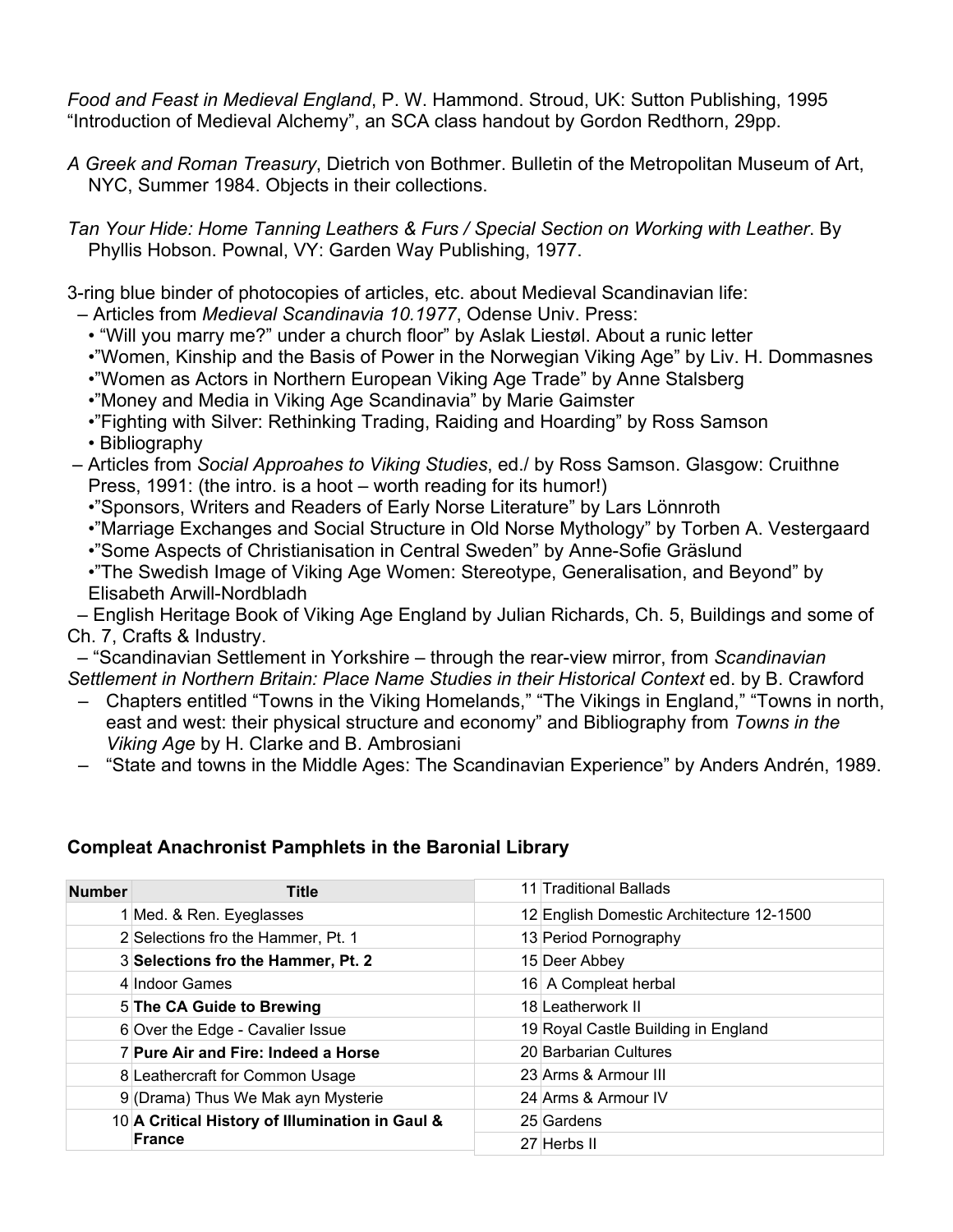*Food and Feast in Medieval England*, P. W. Hammond. Stroud, UK: Sutton Publishing, 1995
"Introduction of Medieval Alchemy", an SCA class handout by Gordon Redthorn, 29pp.

*A Greek and Roman Treasury*, Dietrich von Bothmer. Bulletin of the Metropolitan Museum of Art, NYC, Summer 1984. Objects in their collections.

*Tan Your Hide: Home Tanning Leathers & Furs / Special Section on Working with Leather*. By Phyllis Hobson. Pownal, VY: Garden Way Publishing, 1977.

3-ring blue binder of photocopies of articles, etc. about Medieval Scandinavian life:

- Articles from *Medieval Scandinavia 10.1977*, Odense Univ. Press:
  - "Will you marry me?" under a church floor" by Aslak Liestøl. About a runic letter
  - "Women, Kinship and the Basis of Power in the Norwegian Viking Age" by Liv. H. Dommasnes
  - "Women as Actors in Northern European Viking Age Trade" by Anne Stalsberg
  - "Money and Media in Viking Age Scandinavia" by Marie Gaimster
  - "Fighting with Silver: Rethinking Trading, Raiding and Hoarding" by Ross Samson
  - Bibliography
- Articles from *Social Approahes to Viking Studies*, ed./ by Ross Samson. Glasgow: Cruithne Press, 1991: (the intro. is a hoot – worth reading for its humor!)
  - "Sponsors, Writers and Readers of Early Norse Literature" by Lars Lönnroth
  - "Marriage Exchanges and Social Structure in Old Norse Mythology" by Torben A. Vestergaard
  - "Some Aspects of Christianisation in Central Sweden" by Anne-Sofie Gräslund
  - "The Swedish Image of Viking Age Women: Stereotype, Generalisation, and Beyond" by Elisabeth Arwill-Nordbladh
- English Heritage Book of Viking Age England by Julian Richards, Ch. 5, Buildings and some of Ch. 7, Crafts & Industry.
- "Scandinavian Settlement in Yorkshire – through the rear-view mirror, from *Scandinavian Settlement in Northern Britain: Place Name Studies in their Historical Context* ed. by B. Crawford
- Chapters entitled "Towns in the Viking Homelands," "The Vikings in England," "Towns in north, east and west: their physical structure and economy" and Bibliography from *Towns in the Viking Age* by H. Clarke and B. Ambrosiani
- "State and towns in the Middle Ages: The Scandinavian Experience" by Anders Andrén, 1989.

### Compleat Anachronist Pamphlets in the Baronial Library

| Number | Title |
|---|---|
| 1 | Med. & Ren. Eyeglasses |
| 2 | Selections fro the Hammer, Pt. 1 |
| 3 | **Selections fro the Hammer, Pt. 2** |
| 4 | Indoor Games |
| 5 | **The CA Guide to Brewing** |
| 6 | Over the Edge - Cavalier Issue |
| 7 | **Pure Air and Fire: Indeed a Horse** |
| 8 | Leathercraft for Common Usage |
| 9 | (Drama) Thus We Mak ayn Mysterie |
| 10 | **A Critical History of Illumination in Gaul & France** |
| 11 | Traditional Ballads |
| 12 | English Domestic Architecture 12-1500 |
| 13 | Period Pornography |
| 15 | Deer Abbey |
| 16 | A Compleat herbal |
| 18 | Leatherwork II |
| 19 | Royal Castle Building in England |
| 20 | Barbarian Cultures |
| 23 | Arms & Armour III |
| 24 | Arms & Armour IV |
| 25 | Gardens |
| 27 | Herbs II |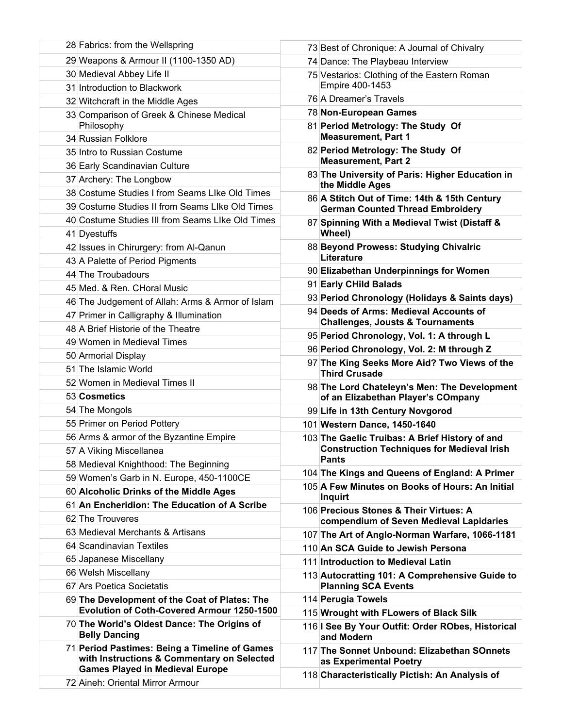| | |
|---|---|
| 28 | Fabrics: from the Wellspring |
| 29 | Weapons & Armour II (1100-1350 AD) |
| 30 | Medieval Abbey Life II |
| 31 | Introduction to Blackwork |
| 32 | Witchcraft in the Middle Ages |
| 33 | Comparison of Greek & Chinese Medical Philosophy |
| 34 | Russian Folklore |
| 35 | Intro to Russian Costume |
| 36 | Early Scandinavian Culture |
| 37 | Archery: The Longbow |
| 38 | Costume Studies I from Seams LIke Old Times |
| 39 | Costume Studies II from Seams LIke Old Times |
| 40 | Costume Studies III from Seams LIke Old Times |
| 41 | Dyestuffs |
| 42 | Issues in Chirurgery: from Al-Qanun |
| 43 | A Palette of Period Pigments |
| 44 | The Troubadours |
| 45 | Med. & Ren. CHoral Music |
| 46 | The Judgement of Allah: Arms & Armor of Islam |
| 47 | Primer in Calligraphy & Illumination |
| 48 | A Brief Historie of the Theatre |
| 49 | Women in Medieval Times |
| 50 | Armorial Display |
| 51 | The Islamic World |
| 52 | Women in Medieval Times II |
| 53 | **Cosmetics** |
| 54 | The Mongols |
| 55 | Primer on Period Pottery |
| 56 | Arms & armor of the Byzantine Empire |
| 57 | A Viking Miscellanea |
| 58 | Medieval Knighthood: The Beginning |
| 59 | Women's Garb in N. Europe, 450-1100CE |
| 60 | **Alcoholic Drinks of the Middle Ages** |
| 61 | **An Encheridion: The Education of A Scribe** |
| 62 | The Trouveres |
| 63 | Medieval Merchants & Artisans |
| 64 | Scandinavian Textiles |
| 65 | Japanese Miscellany |
| 66 | Welsh Miscellany |
| 67 | Ars Poetica Societatis |
| 69 | **The Development of the Coat of Plates: The Evolution of Coth-Covered Armour 1250-1500** |
| 70 | **The World's Oldest Dance: The Origins of Belly Dancing** |
| 71 | **Period Pastimes: Being a Timeline of Games with Instructions & Commentary on Selected Games Played in Medieval Europe** |
| 72 | Aineh: Oriental Mirror Armour |
| 73 | Best of Chronique: A Journal of Chivalry |
| 74 | Dance: The Playbeau Interview |
| 75 | Vestarios: Clothing of the Eastern Roman Empire 400-1453 |
| 76 | A Dreamer's Travels |
| 78 | **Non-European Games** |
| 81 | **Period Metrology: The Study Of Measurement, Part 1** |
| 82 | **Period Metrology: The Study Of Measurement, Part 2** |
| 83 | **The University of Paris: Higher Education in the Middle Ages** |
| 86 | **A Stitch Out of Time: 14th & 15th Century German Counted Thread Embroidery** |
| 87 | **Spinning With a Medieval Twist (Distaff & Wheel)** |
| 88 | **Beyond Prowess: Studying Chivalric Literature** |
| 90 | **Elizabethan Underpinnings for Women** |
| 91 | **Early CHild Balads** |
| 93 | **Period Chronology (Holidays & Saints days)** |
| 94 | **Deeds of Arms: Medieval Accounts of Challenges, Jousts & Tournaments** |
| 95 | **Period Chronology, Vol. 1: A through L** |
| 96 | **Period Chronology, Vol. 2: M through Z** |
| 97 | **The King Seeks More Aid? Two Views of the Third Crusade** |
| 98 | **The Lord Chateleyn's Men: The Development of an Elizabethan Player's COmpany** |
| 99 | **Life in 13th Century Novgorod** |
| 101 | **Western Dance, 1450-1640** |
| 103 | **The Gaelic Truibas: A Brief History of and Construction Techniques for Medieval Irish Pants** |
| 104 | **The Kings and Queens of England: A Primer** |
| 105 | **A Few Minutes on Books of Hours: An Initial Inquirt** |
| 106 | **Precious Stones & Their Virtues: A compendium of Seven Medieval Lapidaries** |
| 107 | **The Art of Anglo-Norman Warfare, 1066-1181** |
| 110 | **An SCA Guide to Jewish Persona** |
| 111 | **Introduction to Medieval Latin** |
| 113 | **Autocratting 101: A Comprehensive Guide to Planning SCA Events** |
| 114 | **Perugia Towels** |
| 115 | **Wrought with FLowers of Black Silk** |
| 116 | **I See By Your Outfit: Order RObes, Historical and Modern** |
| 117 | **The Sonnet Unbound: Elizabethan SOnnets as Experimental Poetry** |
| 118 | **Characteristically Pictish: An Analysis of** |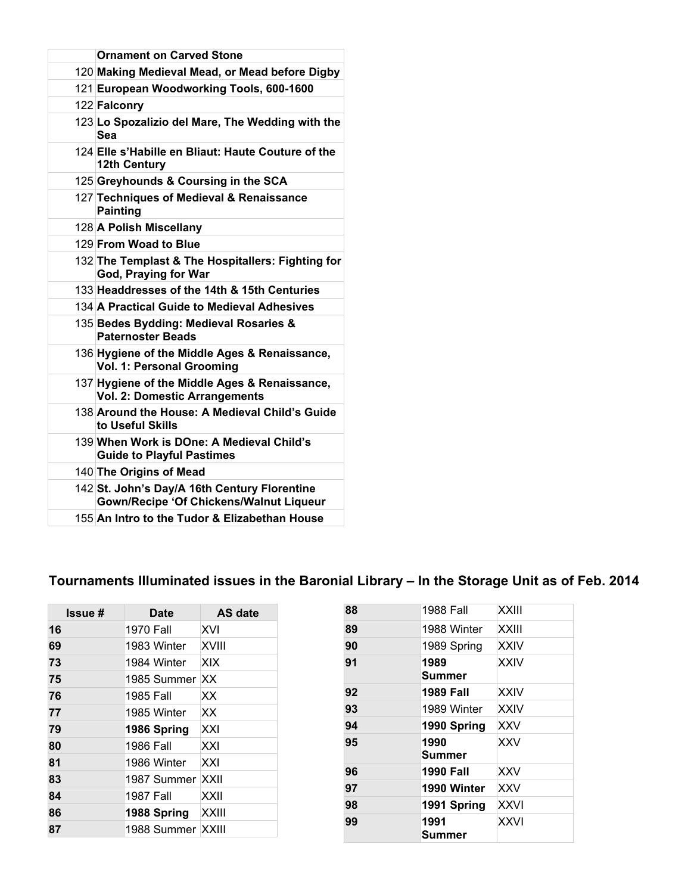| | |
|---|---|
| | **Ornament on Carved Stone** |
| 120 | **Making Medieval Mead, or Mead before Digby** |
| 121 | **European Woodworking Tools, 600-1600** |
| 122 | **Falconry** |
| 123 | **Lo Spozalizio del Mare, The Wedding with the Sea** |
| 124 | **Elle s'Habille en Bliaut: Haute Couture of the 12th Century** |
| 125 | **Greyhounds & Coursing in the SCA** |
| 127 | **Techniques of Medieval & Renaissance Painting** |
| 128 | **A Polish Miscellany** |
| 129 | **From Woad to Blue** |
| 132 | **The Templast & The Hospitallers: Fighting for God, Praying for War** |
| 133 | **Headdresses of the 14th & 15th Centuries** |
| 134 | **A Practical Guide to Medieval Adhesives** |
| 135 | **Bedes Bydding: Medieval Rosaries & Paternoster Beads** |
| 136 | **Hygiene of the Middle Ages & Renaissance, Vol. 1: Personal Grooming** |
| 137 | **Hygiene of the Middle Ages & Renaissance, Vol. 2: Domestic Arrangements** |
| 138 | **Around the House: A Medieval Child's Guide to Useful Skills** |
| 139 | **When Work is DOne: A Medieval Child's Guide to Playful Pastimes** |
| 140 | **The Origins of Mead** |
| 142 | **St. John's Day/A 16th Century Florentine Gown/Recipe 'Of Chickens/Walnut Liqueur** |
| 155 | **An Intro to the Tudor & Elizabethan House** |

## Tournaments Illuminated issues in the Baronial Library – In the Storage Unit as of Feb. 2014

| Issue # | Date | AS date |
|---|---|---|
| **16** | 1970 Fall | XVI |
| **69** | 1983 Winter | XVIII |
| **73** | 1984 Winter | XIX |
| **75** | 1985 Summer | XX |
| **76** | 1985 Fall | XX |
| **77** | 1985 Winter | XX |
| **79** | **1986 Spring** | XXI |
| **80** | 1986 Fall | XXI |
| **81** | 1986 Winter | XXI |
| **83** | 1987 Summer | XXII |
| **84** | 1987 Fall | XXII |
| **86** | **1988 Spring** | XXIII |
| **87** | 1988 Summer | XXIII |
| **88** | 1988 Fall | XXIII |
| **89** | 1988 Winter | XXIII |
| **90** | 1989 Spring | XXIV |
| **91** | **1989 Summer** | XXIV |
| **92** | **1989 Fall** | XXIV |
| **93** | 1989 Winter | XXIV |
| **94** | **1990 Spring** | XXV |
| **95** | **1990 Summer** | XXV |
| **96** | **1990 Fall** | XXV |
| **97** | **1990 Winter** | XXV |
| **98** | **1991 Spring** | XXVI |
| **99** | **1991 Summer** | XXVI |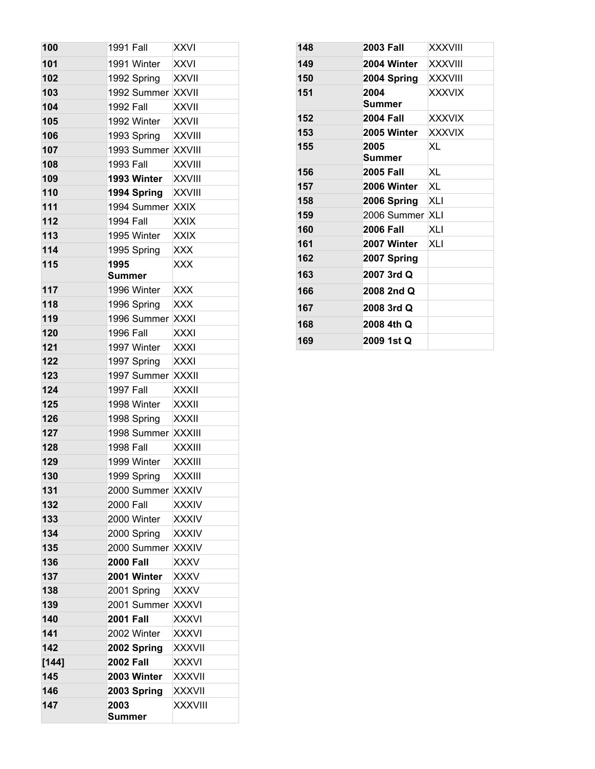| 100 | 1991 Fall | XXVI |
|---|---|---|
| 101 | 1991 Winter | XXVI |
| 102 | 1992 Spring | XXVII |
| 103 | 1992 Summer | XXVII |
| 104 | 1992 Fall | XXVII |
| 105 | 1992 Winter | XXVII |
| 106 | 1993 Spring | XXVIII |
| 107 | 1993 Summer | XXVIII |
| 108 | 1993 Fall | XXVIII |
| 109 | **1993 Winter** | XXVIII |
| 110 | **1994 Spring** | XXVIII |
| 111 | 1994 Summer | XXIX |
| 112 | 1994 Fall | XXIX |
| 113 | 1995 Winter | XXIX |
| 114 | 1995 Spring | XXX |
| 115 | **1995 Summer** | XXX |
| 117 | 1996 Winter | XXX |
| 118 | 1996 Spring | XXX |
| 119 | 1996 Summer | XXXI |
| 120 | 1996 Fall | XXXI |
| 121 | 1997 Winter | XXXI |
| 122 | 1997 Spring | XXXI |
| 123 | 1997 Summer | XXXII |
| 124 | 1997 Fall | XXXII |
| 125 | 1998 Winter | XXXII |
| 126 | 1998 Spring | XXXII |
| 127 | 1998 Summer | XXXIII |
| 128 | 1998 Fall | XXXIII |
| 129 | 1999 Winter | XXXIII |
| 130 | 1999 Spring | XXXIII |
| 131 | 2000 Summer | XXXIV |
| 132 | 2000 Fall | XXXIV |
| 133 | 2000 Winter | XXXIV |
| 134 | 2000 Spring | XXXIV |
| 135 | 2000 Summer | XXXIV |
| 136 | **2000 Fall** | XXXV |
| 137 | **2001 Winter** | XXXV |
| 138 | 2001 Spring | XXXV |
| 139 | 2001 Summer | XXXVI |
| 140 | **2001 Fall** | XXXVI |
| 141 | 2002 Winter | XXXVI |
| 142 | **2002 Spring** | XXXVII |
| [144] | **2002 Fall** | XXXVI |
| 145 | **2003 Winter** | XXXVII |
| 146 | **2003 Spring** | XXXVII |
| 147 | **2003 Summer** | XXXVIII |
| 148 | **2003 Fall** | XXXVIII |
| 149 | **2004 Winter** | XXXVIII |
| 150 | **2004 Spring** | XXXVIII |
| 151 | **2004 Summer** | XXXVIX |
| 152 | **2004 Fall** | XXXVIX |
| 153 | **2005 Winter** | XXXVIX |
| 155 | **2005 Summer** | XL |
| 156 | **2005 Fall** | XL |
| 157 | **2006 Winter** | XL |
| 158 | **2006 Spring** | XLI |
| 159 | 2006 Summer | XLI |
| 160 | **2006 Fall** | XLI |
| 161 | **2007 Winter** | XLI |
| 162 | **2007 Spring** | |
| 163 | **2007 3rd Q** | |
| 166 | **2008 2nd Q** | |
| 167 | **2008 3rd Q** | |
| 168 | **2008 4th Q** | |
| 169 | **2009 1st Q** | |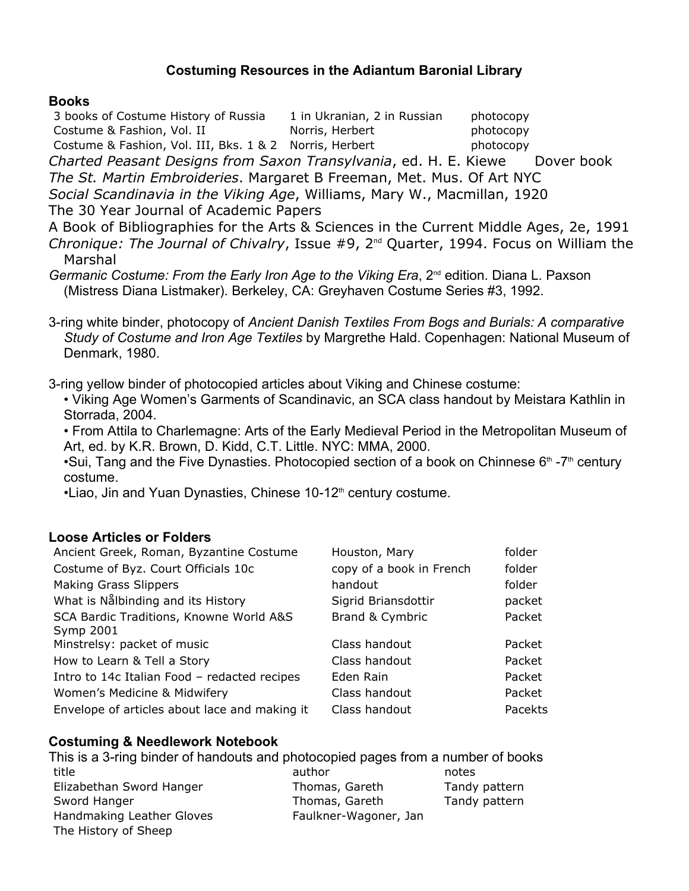# Costuming Resources in the Adiantum Baronial Library

## Books

| | | |
|---|---|---|
| 3 books of Costume History of Russia | 1 in Ukranian, 2 in Russian | photocopy |
| Costume & Fashion, Vol. II | Norris, Herbert | photocopy |
| Costume & Fashion, Vol. III, Bks. 1 & 2 | Norris, Herbert | photocopy |

*Charted Peasant Designs from Saxon Transylvania*, ed. H. E. Kiewe Dover book

*The St. Martin Embroideries*. Margaret B Freeman, Met. Mus. Of Art NYC

*Social Scandinavia in the Viking Age*, Williams, Mary W., Macmillan, 1920

The 30 Year Journal of Academic Papers

A Book of Bibliographies for the Arts & Sciences in the Current Middle Ages, 2e, 1991

*Chronique: The Journal of Chivalry*, Issue #9, 2nd Quarter, 1994. Focus on William the Marshal

*Germanic Costume: From the Early Iron Age to the Viking Era*, 2nd edition. Diana L. Paxson (Mistress Diana Listmaker). Berkeley, CA: Greyhaven Costume Series #3, 1992.

3-ring white binder, photocopy of *Ancient Danish Textiles From Bogs and Burials: A comparative Study of Costume and Iron Age Textiles* by Margrethe Hald. Copenhagen: National Museum of Denmark, 1980.

3-ring yellow binder of photocopied articles about Viking and Chinese costume:

- Viking Age Women's Garments of Scandinavic, an SCA class handout by Meistara Kathlin in Storrada, 2004.
- From Attila to Charlemagne: Arts of the Early Medieval Period in the Metropolitan Museum of Art, ed. by K.R. Brown, D. Kidd, C.T. Little. NYC: MMA, 2000.
- Sui, Tang and the Five Dynasties. Photocopied section of a book on Chinnese 6th -7th century costume.
- Liao, Jin and Yuan Dynasties, Chinese 10-12th century costume.

## Loose Articles or Folders

| | | |
|---|---|---|
| Ancient Greek, Roman, Byzantine Costume | Houston, Mary | folder |
| Costume of Byz. Court Officials 10c | copy of a book in French | folder |
| Making Grass Slippers | handout | folder |
| What is Nålbinding and its History | Sigrid Briansdottir | packet |
| SCA Bardic Traditions, Knowne World A&S Symp 2001 | Brand & Cymbric | Packet |
| Minstrelsy: packet of music | Class handout | Packet |
| How to Learn & Tell a Story | Class handout | Packet |
| Intro to 14c Italian Food – redacted recipes | Eden Rain | Packet |
| Women's Medicine & Midwifery | Class handout | Packet |
| Envelope of articles about lace and making it | Class handout | Pacekts |

## Costuming & Needlework Notebook

This is a 3-ring binder of handouts and photocopied pages from a number of books

| title | author | notes |
|---|---|---|
| Elizabethan Sword Hanger | Thomas, Gareth | Tandy pattern |
| Sword Hanger | Thomas, Gareth | Tandy pattern |
| Handmaking Leather Gloves | Faulkner-Wagoner, Jan | |
| The History of Sheep | | |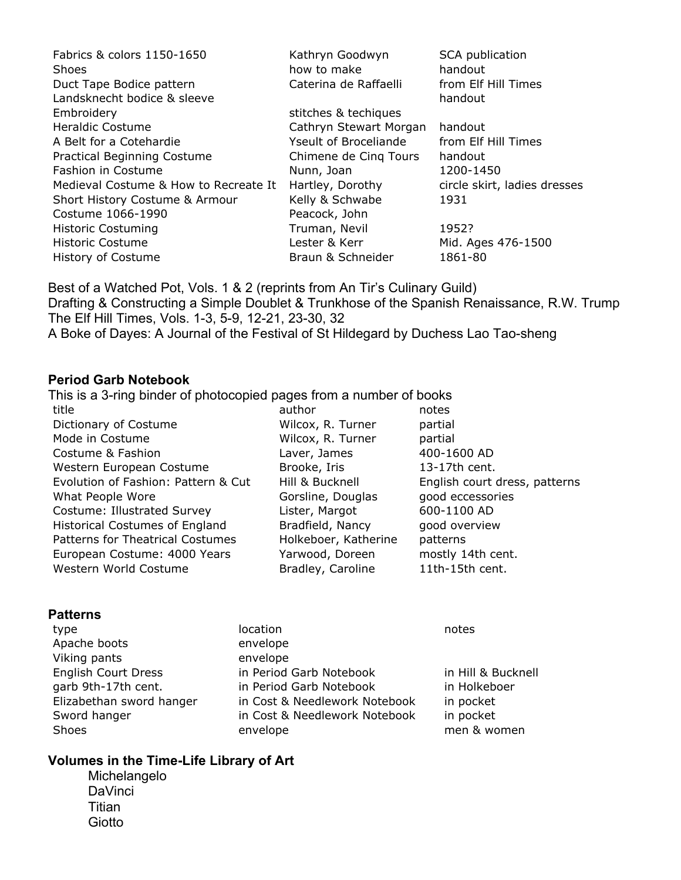| | | |
|---|---|---|
| Fabrics & colors 1150-1650 | Kathryn Goodwyn | SCA publication |
| Shoes | how to make | handout |
| Duct Tape Bodice pattern | Caterina de Raffaelli | from Elf Hill Times |
| Landsknecht bodice & sleeve | | handout |
| Embroidery | stitches & techiques | |
| Heraldic Costume | Cathryn Stewart Morgan | handout |
| A Belt for a Cotehardie | Yseult of Broceliande | from Elf Hill Times |
| Practical Beginning Costume | Chimene de Cinq Tours | handout |
| Fashion in Costume | Nunn, Joan | 1200-1450 |
| Medieval Costume & How to Recreate It | Hartley, Dorothy | circle skirt, ladies dresses |
| Short History Costume & Armour | Kelly & Schwabe | 1931 |
| Costume 1066-1990 | Peacock, John | |
| Historic Costuming | Truman, Nevil | 1952? |
| Historic Costume | Lester & Kerr | Mid. Ages 476-1500 |
| History of Costume | Braun & Schneider | 1861-80 |

Best of a Watched Pot, Vols. 1 & 2 (reprints from An Tir's Culinary Guild)
Drafting & Constructing a Simple Doublet & Trunkhose of the Spanish Renaissance, R.W. Trump
The Elf Hill Times, Vols. 1-3, 5-9, 12-21, 23-30, 32
A Boke of Dayes: A Journal of the Festival of St Hildegard by Duchess Lao Tao-sheng

### Period Garb Notebook

This is a 3-ring binder of photocopied pages from a number of books

| title | author | notes |
|---|---|---|
| Dictionary of Costume | Wilcox, R. Turner | partial |
| Mode in Costume | Wilcox, R. Turner | partial |
| Costume & Fashion | Laver, James | 400-1600 AD |
| Western European Costume | Brooke, Iris | 13-17th cent. |
| Evolution of Fashion: Pattern & Cut | Hill & Bucknell | English court dress, patterns |
| What People Wore | Gorsline, Douglas | good eccessories |
| Costume: Illustrated Survey | Lister, Margot | 600-1100 AD |
| Historical Costumes of England | Bradfield, Nancy | good overview |
| Patterns for Theatrical Costumes | Holkeboer, Katherine | patterns |
| European Costume: 4000 Years | Yarwood, Doreen | mostly 14th cent. |
| Western World Costume | Bradley, Caroline | 11th-15th cent. |

### Patterns

| type | location | notes |
|---|---|---|
| Apache boots | envelope | |
| Viking pants | envelope | |
| English Court Dress | in Period Garb Notebook | in Hill & Bucknell |
| garb 9th-17th cent. | in Period Garb Notebook | in Holkeboer |
| Elizabethan sword hanger | in Cost & Needlework Notebook | in pocket |
| Sword hanger | in Cost & Needlework Notebook | in pocket |
| Shoes | envelope | men & women |

### Volumes in the Time-Life Library of Art

Michelangelo
DaVinci
Titian
Giotto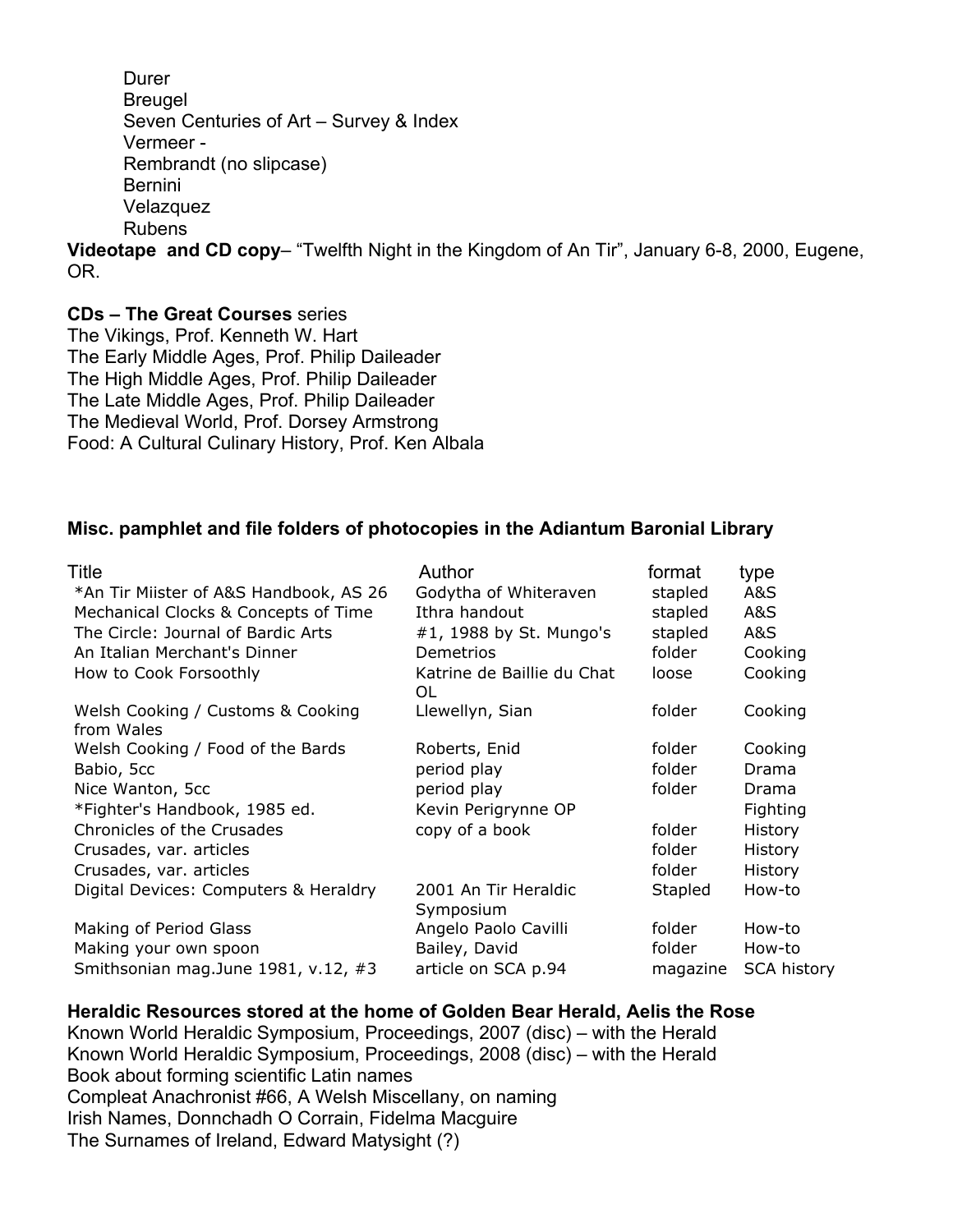- Durer
- Breugel
- Seven Centuries of Art – Survey & Index
- Vermeer -
- Rembrandt (no slipcase)
- Bernini
- Velazquez
- Rubens

**Videotape and CD copy**– “Twelfth Night in the Kingdom of An Tir”, January 6-8, 2000, Eugene, OR.

**CDs – The Great Courses** series

The Vikings, Prof. Kenneth W. Hart
The Early Middle Ages, Prof. Philip Daileader
The High Middle Ages, Prof. Philip Daileader
The Late Middle Ages, Prof. Philip Daileader
The Medieval World, Prof. Dorsey Armstrong
Food: A Cultural Culinary History, Prof. Ken Albala

**Misc. pamphlet and file folders of photocopies in the Adiantum Baronial Library**

| Title | Author | format | type |
|---|---|---|---|
| *An Tir Miister of A&S Handbook, AS 26 | Godytha of Whiteraven | stapled | A&S |
| Mechanical Clocks & Concepts of Time | Ithra handout | stapled | A&S |
| The Circle: Journal of Bardic Arts | #1, 1988 by St. Mungo's | stapled | A&S |
| An Italian Merchant's Dinner | Demetrios | folder | Cooking |
| How to Cook Forsoothly | Katrine de Baillie du Chat OL | loose | Cooking |
| Welsh Cooking / Customs & Cooking from Wales | Llewellyn, Sian | folder | Cooking |
| Welsh Cooking / Food of the Bards | Roberts, Enid | folder | Cooking |
| Babio, 5cc | period play | folder | Drama |
| Nice Wanton, 5cc | period play | folder | Drama |
| *Fighter's Handbook, 1985 ed. | Kevin Perigrynne OP | | Fighting |
| Chronicles of the Crusades | copy of a book | folder | History |
| Crusades, var. articles | | folder | History |
| Crusades, var. articles | | folder | History |
| Digital Devices: Computers & Heraldry | 2001 An Tir Heraldic Symposium | Stapled | How-to |
| Making of Period Glass | Angelo Paolo Cavilli | folder | How-to |
| Making your own spoon | Bailey, David | folder | How-to |
| Smithsonian mag.June 1981, v.12, #3 | article on SCA p.94 | magazine | SCA history |

**Heraldic Resources stored at the home of Golden Bear Herald, Aelis the Rose**

Known World Heraldic Symposium, Proceedings, 2007 (disc) – with the Herald
Known World Heraldic Symposium, Proceedings, 2008 (disc) – with the Herald
Book about forming scientific Latin names
Compleat Anachronist #66, A Welsh Miscellany, on naming
Irish Names, Donnchadh O Corrain, Fidelma Macguire
The Surnames of Ireland, Edward Matysight (?)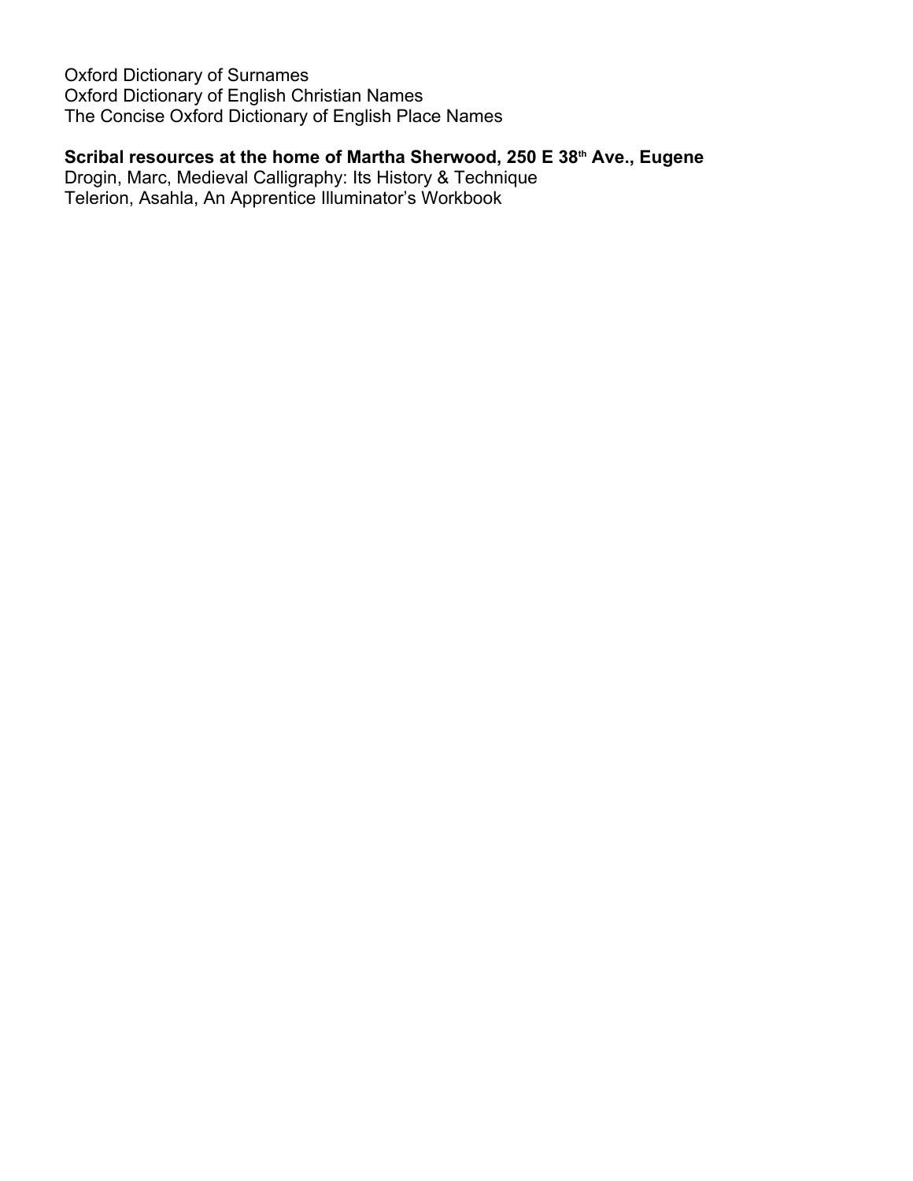Oxford Dictionary of Surnames
Oxford Dictionary of English Christian Names
The Concise Oxford Dictionary of English Place Names

**Scribal resources at the home of Martha Sherwood, 250 E 38th Ave., Eugene**
Drogin, Marc, Medieval Calligraphy: Its History & Technique
Telerion, Asahla, An Apprentice Illuminator's Workbook